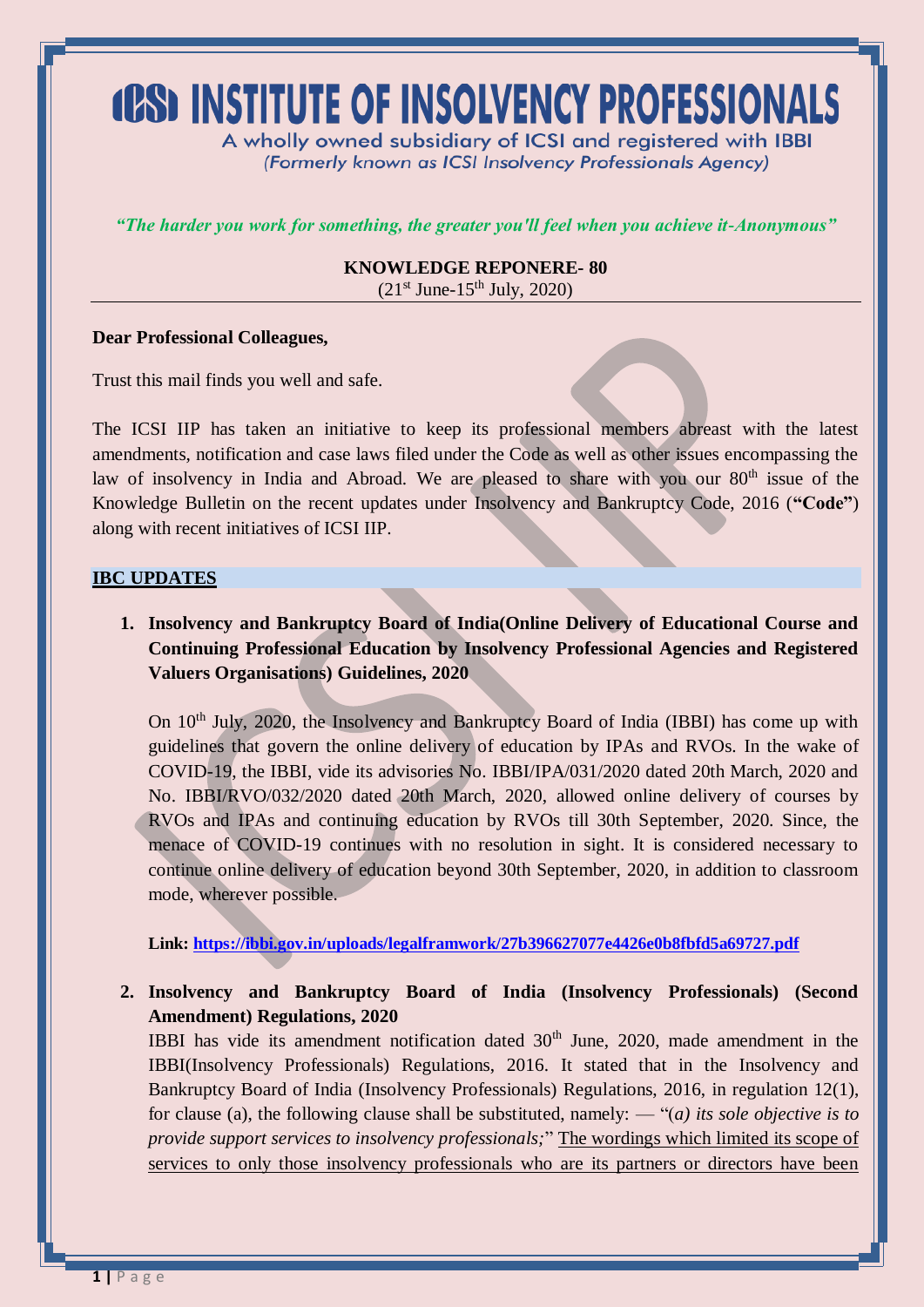# ICSI INSTITUTE OF INSOLVENCY PROFESSIONALS

A wholly owned subsidiary of ICSI and registered with IBBI
*(Formerly known as ICSI Insolvency Professionals Agency)*

***"The harder you work for something, the greater you'll feel when you achieve it-Anonymous"***

**KNOWLEDGE REPONERE- 80**
(21st June-15th July, 2020)

**Dear Professional Colleagues,**

Trust this mail finds you well and safe.

The ICSI IIP has taken an initiative to keep its professional members abreast with the latest amendments, notification and case laws filed under the Code as well as other issues encompassing the law of insolvency in India and Abroad. We are pleased to share with you our 80th issue of the Knowledge Bulletin on the recent updates under Insolvency and Bankruptcy Code, 2016 (**"Code"**) along with recent initiatives of ICSI IIP.

## IBC UPDATES

1. **Insolvency and Bankruptcy Board of India(Online Delivery of Educational Course and Continuing Professional Education by Insolvency Professional Agencies and Registered Valuers Organisations) Guidelines, 2020**

   On 10th July, 2020, the Insolvency and Bankruptcy Board of India (IBBI) has come up with guidelines that govern the online delivery of education by IPAs and RVOs. In the wake of COVID-19, the IBBI, vide its advisories No. IBBI/IPA/031/2020 dated 20th March, 2020 and No. IBBI/RVO/032/2020 dated 20th March, 2020, allowed online delivery of courses by RVOs and IPAs and continuing education by RVOs till 30th September, 2020. Since, the menace of COVID-19 continues with no resolution in sight. It is considered necessary to continue online delivery of education beyond 30th September, 2020, in addition to classroom mode, wherever possible.

   **Link: https://ibbi.gov.in/uploads/legalframwork/27b396627077e4426e0b8fbfd5a69727.pdf**

2. **Insolvency and Bankruptcy Board of India (Insolvency Professionals) (Second Amendment) Regulations, 2020**

   IBBI has vide its amendment notification dated 30th June, 2020, made amendment in the IBBI(Insolvency Professionals) Regulations, 2016. It stated that in the Insolvency and Bankruptcy Board of India (Insolvency Professionals) Regulations, 2016, in regulation 12(1), for clause (a), the following clause shall be substituted, namely: — "(*a) its sole objective is to provide support services to insolvency professionals;*" The wordings which limited its scope of services to only those insolvency professionals who are its partners or directors have been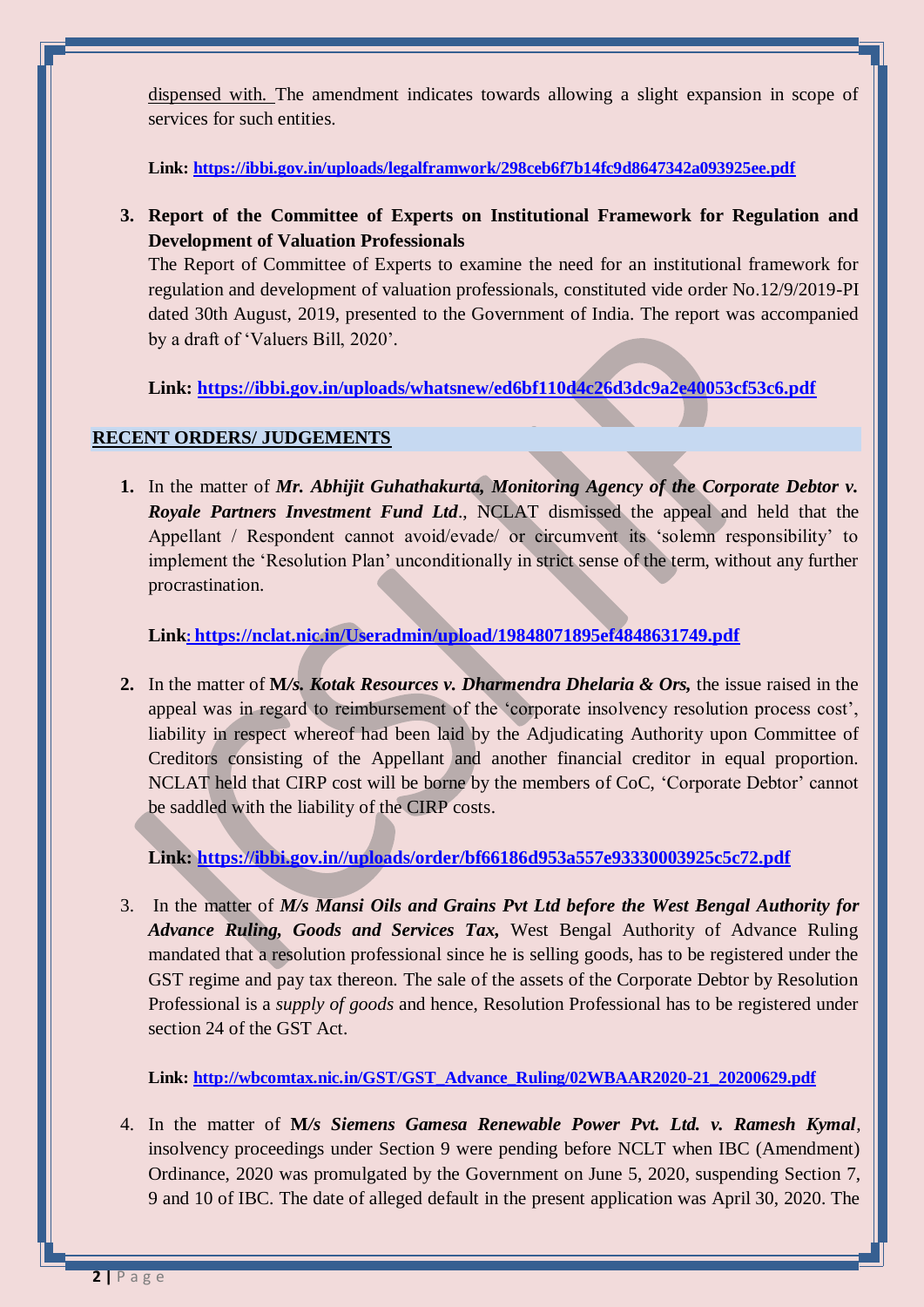dispensed with. The amendment indicates towards allowing a slight expansion in scope of services for such entities.

**Link: https://ibbi.gov.in/uploads/legalframwork/298ceb6f7b14fc9d8647342a093925ee.pdf**

3. **Report of the Committee of Experts on Institutional Framework for Regulation and Development of Valuation Professionals**
   The Report of Committee of Experts to examine the need for an institutional framework for regulation and development of valuation professionals, constituted vide order No.12/9/2019-PI dated 30th August, 2019, presented to the Government of India. The report was accompanied by a draft of 'Valuers Bill, 2020'.

   **Link: https://ibbi.gov.in/uploads/whatsnew/ed6bf110d4c26d3dc9a2e40053cf53c6.pdf**

## RECENT ORDERS/ JUDGEMENTS

1. In the matter of ***Mr. Abhijit Guhathakurta, Monitoring Agency of the Corporate Debtor v. Royale Partners Investment Fund Ltd***., NCLAT dismissed the appeal and held that the Appellant / Respondent cannot avoid/evade/ or circumvent its 'solemn responsibility' to implement the 'Resolution Plan' unconditionally in strict sense of the term, without any further procrastination.

   **Link: https://nclat.nic.in/Useradmin/upload/19848071895ef4848631749.pdf**

2. In the matter of ***M/s. Kotak Resources v. Dharmendra Dhelaria & Ors,*** the issue raised in the appeal was in regard to reimbursement of the 'corporate insolvency resolution process cost', liability in respect whereof had been laid by the Adjudicating Authority upon Committee of Creditors consisting of the Appellant and another financial creditor in equal proportion. NCLAT held that CIRP cost will be borne by the members of CoC, 'Corporate Debtor' cannot be saddled with the liability of the CIRP costs.

   **Link: https://ibbi.gov.in//uploads/order/bf66186d953a557e93330003925c5c72.pdf**

3. In the matter of ***M/s Mansi Oils and Grains Pvt Ltd before the West Bengal Authority for Advance Ruling, Goods and Services Tax,*** West Bengal Authority of Advance Ruling mandated that a resolution professional since he is selling goods, has to be registered under the GST regime and pay tax thereon. The sale of the assets of the Corporate Debtor by Resolution Professional is a *supply of goods* and hence, Resolution Professional has to be registered under section 24 of the GST Act.

   **Link: http://wbcomtax.nic.in/GST/GST_Advance_Ruling/02WBAAR2020-21_20200629.pdf**

4. In the matter of ***M/s Siemens Gamesa Renewable Power Pvt. Ltd. v. Ramesh Kymal***, insolvency proceedings under Section 9 were pending before NCLT when IBC (Amendment) Ordinance, 2020 was promulgated by the Government on June 5, 2020, suspending Section 7, 9 and 10 of IBC. The date of alleged default in the present application was April 30, 2020. The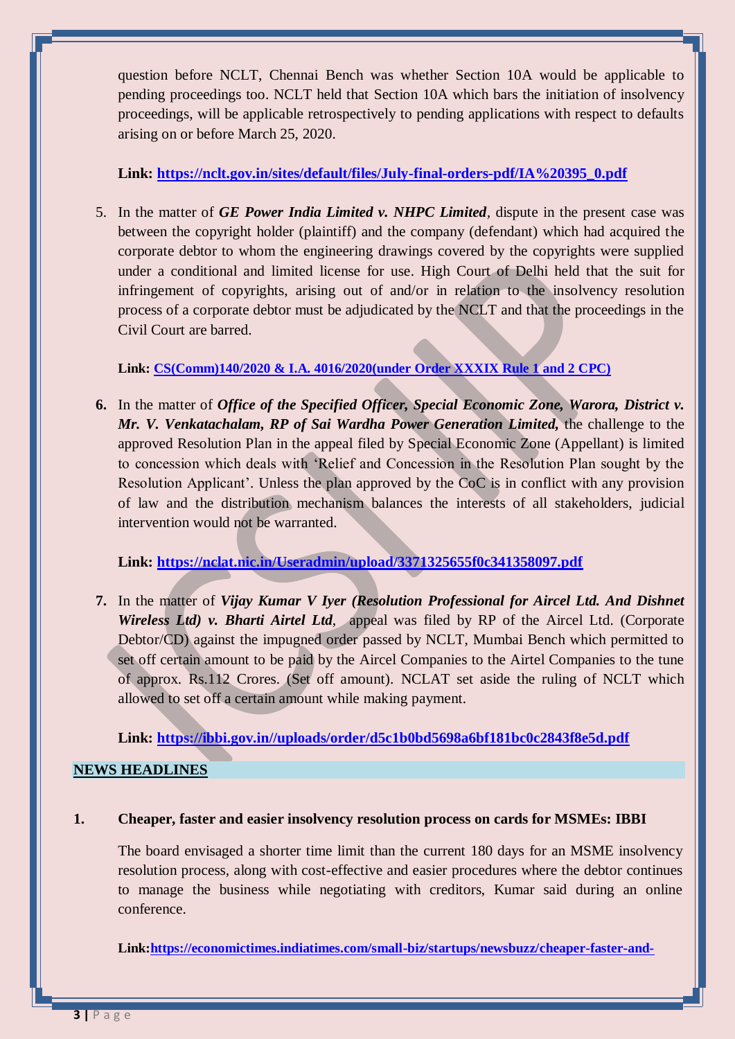question before NCLT, Chennai Bench was whether Section 10A would be applicable to pending proceedings too. NCLT held that Section 10A which bars the initiation of insolvency proceedings, will be applicable retrospectively to pending applications with respect to defaults arising on or before March 25, 2020.

**Link: https://nclt.gov.in/sites/default/files/July-final-orders-pdf/IA%20395_0.pdf**

5. In the matter of ***GE Power India Limited v. NHPC Limited***, dispute in the present case was between the copyright holder (plaintiff) and the company (defendant) which had acquired the corporate debtor to whom the engineering drawings covered by the copyrights were supplied under a conditional and limited license for use. High Court of Delhi held that the suit for infringement of copyrights, arising out of and/or in relation to the insolvency resolution process of a corporate debtor must be adjudicated by the NCLT and that the proceedings in the Civil Court are barred.

   **Link: CS(Comm)140/2020 & I.A. 4016/2020(under Order XXXIX Rule 1 and 2 CPC)**

6. In the matter of ***Office of the Specified Officer, Special Economic Zone, Warora, District v. Mr. V. Venkatachalam, RP of Sai Wardha Power Generation Limited***, the challenge to the approved Resolution Plan in the appeal filed by Special Economic Zone (Appellant) is limited to concession which deals with 'Relief and Concession in the Resolution Plan sought by the Resolution Applicant'. Unless the plan approved by the CoC is in conflict with any provision of law and the distribution mechanism balances the interests of all stakeholders, judicial intervention would not be warranted.

   **Link: https://nclat.nic.in/Useradmin/upload/3371325655f0c341358097.pdf**

7. In the matter of ***Vijay Kumar V Iyer (Resolution Professional for Aircel Ltd. And Dishnet Wireless Ltd) v. Bharti Airtel Ltd***, appeal was filed by RP of the Aircel Ltd. (Corporate Debtor/CD) against the impugned order passed by NCLT, Mumbai Bench which permitted to set off certain amount to be paid by the Aircel Companies to the Airtel Companies to the tune of approx. Rs.112 Crores. (Set off amount). NCLAT set aside the ruling of NCLT which allowed to set off a certain amount while making payment.

   **Link: https://ibbi.gov.in//uploads/order/d5c1b0bd5698a6bf181bc0c2843f8e5d.pdf**

## NEWS HEADLINES

1. **Cheaper, faster and easier insolvency resolution process on cards for MSMEs: IBBI**

   The board envisaged a shorter time limit than the current 180 days for an MSME insolvency resolution process, along with cost-effective and easier procedures where the debtor continues to manage the business while negotiating with creditors, Kumar said during an online conference.

   **Link:https://economictimes.indiatimes.com/small-biz/startups/newsbuzz/cheaper-faster-and-**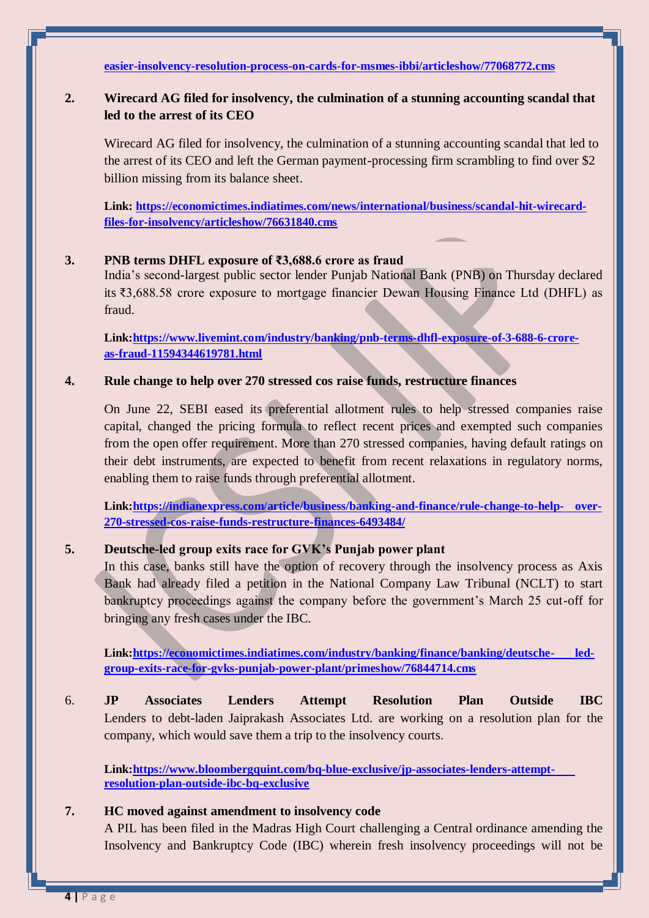easier-insolvency-resolution-process-on-cards-for-msmes-ibbi/articleshow/77068772.cms

2. **Wirecard AG filed for insolvency, the culmination of a stunning accounting scandal that led to the arrest of its CEO**

   Wirecard AG filed for insolvency, the culmination of a stunning accounting scandal that led to the arrest of its CEO and left the German payment-processing firm scrambling to find over $2 billion missing from its balance sheet.

   **Link: https://economictimes.indiatimes.com/news/international/business/scandal-hit-wirecard-files-for-insolvency/articleshow/76631840.cms**

3. **PNB terms DHFL exposure of ₹3,688.6 crore as fraud**

   India's second-largest public sector lender Punjab National Bank (PNB) on Thursday declared its ₹3,688.58 crore exposure to mortgage financier Dewan Housing Finance Ltd (DHFL) as fraud.

   **Link:https://www.livemint.com/industry/banking/pnb-terms-dhfl-exposure-of-3-688-6-crore-as-fraud-11594344619781.html**

4. **Rule change to help over 270 stressed cos raise funds, restructure finances**

   On June 22, SEBI eased its preferential allotment rules to help stressed companies raise capital, changed the pricing formula to reflect recent prices and exempted such companies from the open offer requirement. More than 270 stressed companies, having default ratings on their debt instruments, are expected to benefit from recent relaxations in regulatory norms, enabling them to raise funds through preferential allotment.

   **Link:https://indianexpress.com/article/business/banking-and-finance/rule-change-to-help-over-270-stressed-cos-raise-funds-restructure-finances-6493484/**

5. **Deutsche-led group exits race for GVK's Punjab power plant**

   In this case, banks still have the option of recovery through the insolvency process as Axis Bank had already filed a petition in the National Company Law Tribunal (NCLT) to start bankruptcy proceedings against the company before the government's March 25 cut-off for bringing any fresh cases under the IBC.

   **Link:https://economictimes.indiatimes.com/industry/banking/finance/banking/deutsche-led-group-exits-race-for-gvks-punjab-power-plant/primeshow/76844714.cms**

6. **JP Associates Lenders Attempt Resolution Plan Outside IBC**

   Lenders to debt-laden Jaiprakash Associates Ltd. are working on a resolution plan for the company, which would save them a trip to the insolvency courts.

   **Link:https://www.bloombergquint.com/bq-blue-exclusive/jp-associates-lenders-attempt-resolution-plan-outside-ibc-bq-exclusive**

7. **HC moved against amendment to insolvency code**

   A PIL has been filed in the Madras High Court challenging a Central ordinance amending the Insolvency and Bankruptcy Code (IBC) wherein fresh insolvency proceedings will not be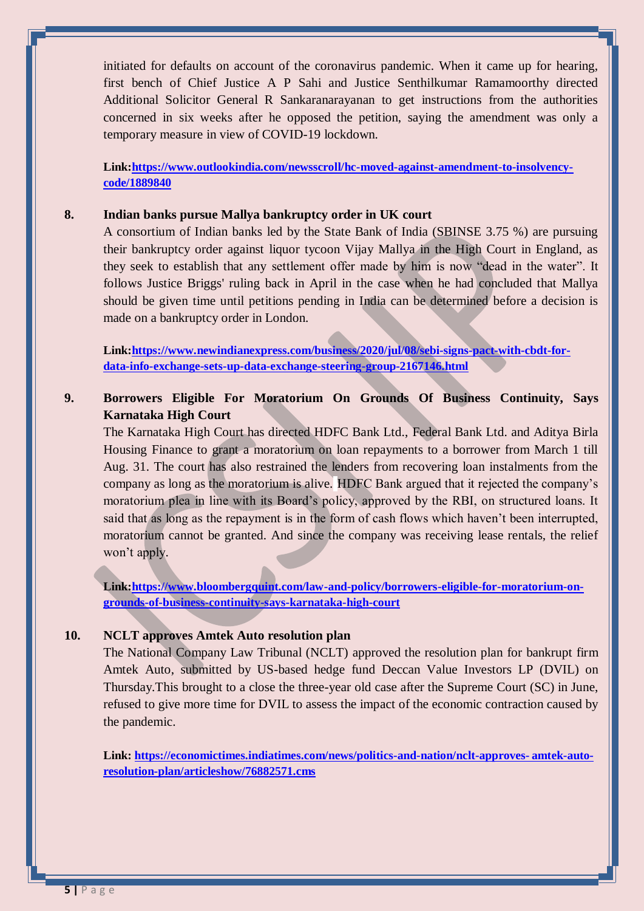initiated for defaults on account of the coronavirus pandemic. When it came up for hearing, first bench of Chief Justice A P Sahi and Justice Senthilkumar Ramamoorthy directed Additional Solicitor General R Sankaranarayanan to get instructions from the authorities concerned in six weeks after he opposed the petition, saying the amendment was only a temporary measure in view of COVID-19 lockdown.

**Link:[https://www.outlookindia.com/newsscroll/hc-moved-against-amendment-to-insolvency-code/1889840](https://www.outlookindia.com/newsscroll/hc-moved-against-amendment-to-insolvency-code/1889840)**

**8. Indian banks pursue Mallya bankruptcy order in UK court**

A consortium of Indian banks led by the State Bank of India (SBINSE 3.75 %) are pursuing their bankruptcy order against liquor tycoon Vijay Mallya in the High Court in England, as they seek to establish that any settlement offer made by him is now "dead in the water". It follows Justice Briggs' ruling back in April in the case when he had concluded that Mallya should be given time until petitions pending in India can be determined before a decision is made on a bankruptcy order in London.

**Link:[https://www.newindianexpress.com/business/2020/jul/08/sebi-signs-pact-with-cbdt-for-data-info-exchange-sets-up-data-exchange-steering-group-2167146.html](https://www.newindianexpress.com/business/2020/jul/08/sebi-signs-pact-with-cbdt-for-data-info-exchange-sets-up-data-exchange-steering-group-2167146.html)**

**9. Borrowers Eligible For Moratorium On Grounds Of Business Continuity, Says Karnataka High Court**

The Karnataka High Court has directed HDFC Bank Ltd., Federal Bank Ltd. and Aditya Birla Housing Finance to grant a moratorium on loan repayments to a borrower from March 1 till Aug. 31. The court has also restrained the lenders from recovering loan instalments from the company as long as the moratorium is alive. HDFC Bank argued that it rejected the company's moratorium plea in line with its Board's policy, approved by the RBI, on structured loans. It said that as long as the repayment is in the form of cash flows which haven't been interrupted, moratorium cannot be granted. And since the company was receiving lease rentals, the relief won't apply.

**Link:[https://www.bloombergquint.com/law-and-policy/borrowers-eligible-for-moratorium-on-grounds-of-business-continuity-says-karnataka-high-court](https://www.bloombergquint.com/law-and-policy/borrowers-eligible-for-moratorium-on-grounds-of-business-continuity-says-karnataka-high-court)**

**10. NCLT approves Amtek Auto resolution plan**

The National Company Law Tribunal (NCLT) approved the resolution plan for bankrupt firm Amtek Auto, submitted by US-based hedge fund Deccan Value Investors LP (DVIL) on Thursday.This brought to a close the three-year old case after the Supreme Court (SC) in June, refused to give more time for DVIL to assess the impact of the economic contraction caused by the pandemic.

**Link: [https://economictimes.indiatimes.com/news/politics-and-nation/nclt-approves- amtek-auto-resolution-plan/articleshow/76882571.cms](https://economictimes.indiatimes.com/news/politics-and-nation/nclt-approves-amtek-auto-resolution-plan/articleshow/76882571.cms)**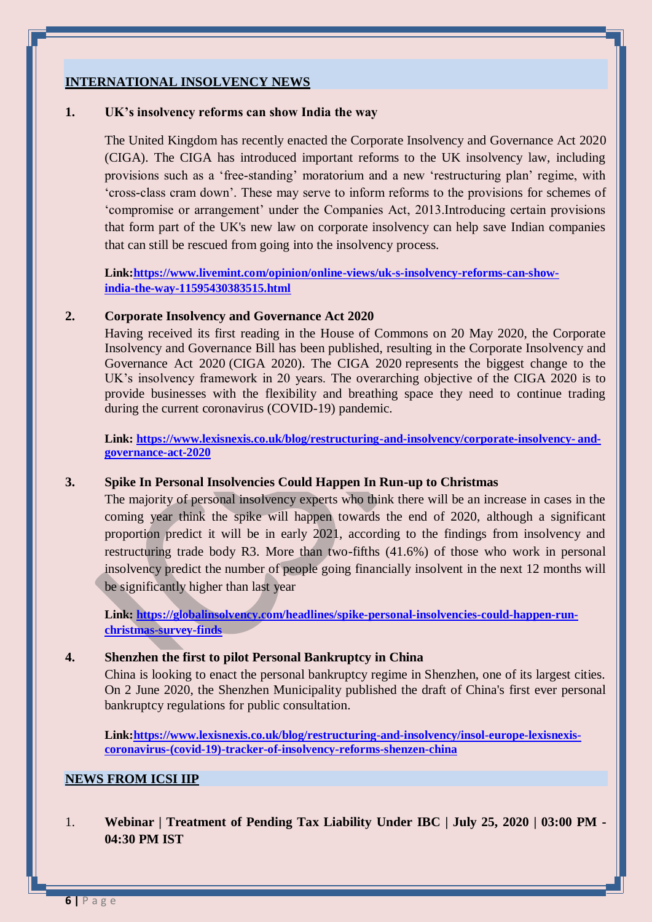## INTERNATIONAL INSOLVENCY NEWS

### 1. UK's insolvency reforms can show India the way

The United Kingdom has recently enacted the Corporate Insolvency and Governance Act 2020 (CIGA). The CIGA has introduced important reforms to the UK insolvency law, including provisions such as a 'free-standing' moratorium and a new 'restructuring plan' regime, with 'cross-class cram down'. These may serve to inform reforms to the provisions for schemes of 'compromise or arrangement' under the Companies Act, 2013.Introducing certain provisions that form part of the UK's new law on corporate insolvency can help save Indian companies that can still be rescued from going into the insolvency process.

**Link:[https://www.livemint.com/opinion/online-views/uk-s-insolvency-reforms-can-show-india-the-way-11595430383515.html](https://www.livemint.com/opinion/online-views/uk-s-insolvency-reforms-can-show-india-the-way-11595430383515.html)**

### 2. Corporate Insolvency and Governance Act 2020

Having received its first reading in the House of Commons on 20 May 2020, the Corporate Insolvency and Governance Bill has been published, resulting in the Corporate Insolvency and Governance Act 2020 (CIGA 2020). The CIGA 2020 represents the biggest change to the UK's insolvency framework in 20 years. The overarching objective of the CIGA 2020 is to provide businesses with the flexibility and breathing space they need to continue trading during the current coronavirus (COVID-19) pandemic.

**Link: [https://www.lexisnexis.co.uk/blog/restructuring-and-insolvency/corporate-insolvency- and-governance-act-2020](https://www.lexisnexis.co.uk/blog/restructuring-and-insolvency/corporate-insolvency-and-governance-act-2020)**

### 3. Spike In Personal Insolvencies Could Happen In Run-up to Christmas

The majority of personal insolvency experts who think there will be an increase in cases in the coming year think the spike will happen towards the end of 2020, although a significant proportion predict it will be in early 2021, according to the findings from insolvency and restructuring trade body R3. More than two-fifths (41.6%) of those who work in personal insolvency predict the number of people going financially insolvent in the next 12 months will be significantly higher than last year

**Link: [https://globalinsolvency.com/headlines/spike-personal-insolvencies-could-happen-run-christmas-survey-finds](https://globalinsolvency.com/headlines/spike-personal-insolvencies-could-happen-run-christmas-survey-finds)**

### 4. Shenzhen the first to pilot Personal Bankruptcy in China

China is looking to enact the personal bankruptcy regime in Shenzhen, one of its largest cities. On 2 June 2020, the Shenzhen Municipality published the draft of China's first ever personal bankruptcy regulations for public consultation.

**Link:[https://www.lexisnexis.co.uk/blog/restructuring-and-insolvency/insol-europe-lexisnexis-coronavirus-(covid-19)-tracker-of-insolvency-reforms-shenzen-china](https://www.lexisnexis.co.uk/blog/restructuring-and-insolvency/insol-europe-lexisnexis-coronavirus-(covid-19)-tracker-of-insolvency-reforms-shenzen-china)**

## NEWS FROM ICSI IIP

1. **Webinar | Treatment of Pending Tax Liability Under IBC | July 25, 2020 | 03:00 PM - 04:30 PM IST**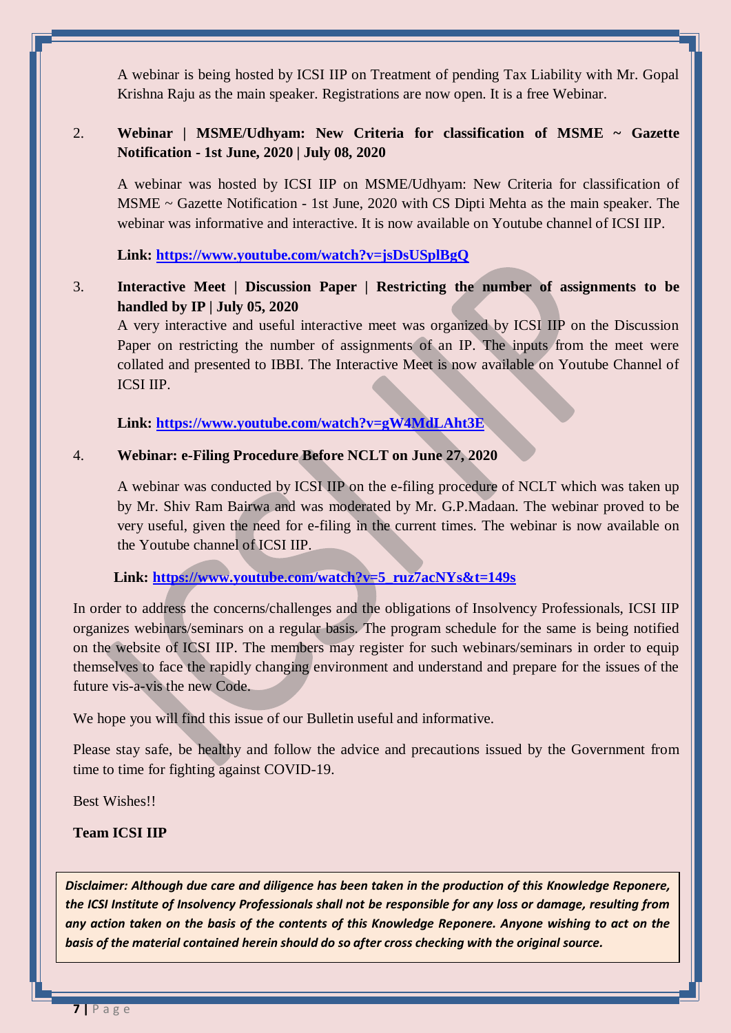A webinar is being hosted by ICSI IIP on Treatment of pending Tax Liability with Mr. Gopal Krishna Raju as the main speaker. Registrations are now open. It is a free Webinar.

2. **Webinar | MSME/Udhyam: New Criteria for classification of MSME ~ Gazette Notification - 1st June, 2020 | July 08, 2020**

   A webinar was hosted by ICSI IIP on MSME/Udhyam: New Criteria for classification of MSME ~ Gazette Notification - 1st June, 2020 with CS Dipti Mehta as the main speaker. The webinar was informative and interactive. It is now available on Youtube channel of ICSI IIP.

   **Link: [https://www.youtube.com/watch?v=jsDsUSplBgQ](https://www.youtube.com/watch?v=jsDsUSplBgQ)**

3. **Interactive Meet | Discussion Paper | Restricting the number of assignments to be handled by IP | July 05, 2020**

   A very interactive and useful interactive meet was organized by ICSI IIP on the Discussion Paper on restricting the number of assignments of an IP. The inputs from the meet were collated and presented to IBBI. The Interactive Meet is now available on Youtube Channel of ICSI IIP.

   **Link: [https://www.youtube.com/watch?v=gW4MdLAht3E](https://www.youtube.com/watch?v=gW4MdLAht3E)**

4. **Webinar: e-Filing Procedure Before NCLT on June 27, 2020**

   A webinar was conducted by ICSI IIP on the e-filing procedure of NCLT which was taken up by Mr. Shiv Ram Bairwa and was moderated by Mr. G.P.Madaan. The webinar proved to be very useful, given the need for e-filing in the current times. The webinar is now available on the Youtube channel of ICSI IIP.

   **Link: [https://www.youtube.com/watch?v=5_ruz7acNYs&t=149s](https://www.youtube.com/watch?v=5_ruz7acNYs&t=149s)**

In order to address the concerns/challenges and the obligations of Insolvency Professionals, ICSI IIP organizes webinars/seminars on a regular basis. The program schedule for the same is being notified on the website of ICSI IIP. The members may register for such webinars/seminars in order to equip themselves to face the rapidly changing environment and understand and prepare for the issues of the future vis-a-vis the new Code.

We hope you will find this issue of our Bulletin useful and informative.

Please stay safe, be healthy and follow the advice and precautions issued by the Government from time to time for fighting against COVID-19.

Best Wishes!!

**Team ICSI IIP**

***Disclaimer: Although due care and diligence has been taken in the production of this Knowledge Reponere, the ICSI Institute of Insolvency Professionals shall not be responsible for any loss or damage, resulting from any action taken on the basis of the contents of this Knowledge Reponere. Anyone wishing to act on the basis of the material contained herein should do so after cross checking with the original source.***